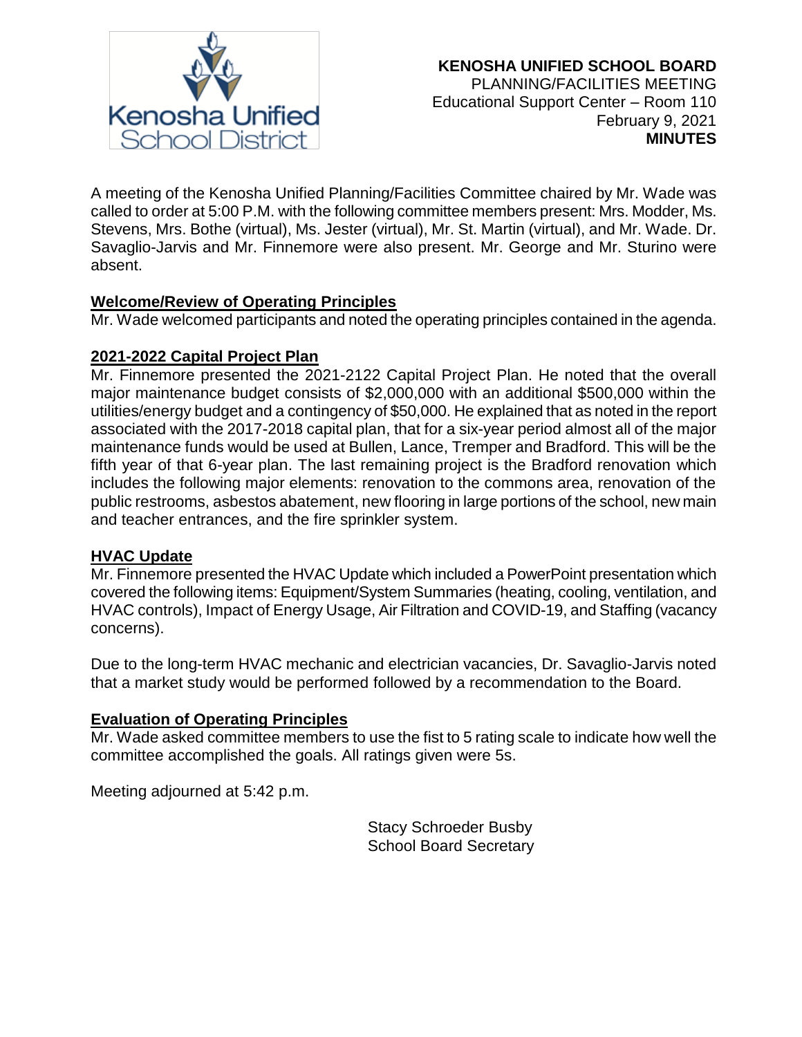**KENOSHA UNIFIED SCHOOL BOARD**
PLANNING/FACILITIES MEETING
Educational Support Center – Room 110
February 9, 2021
**MINUTES**

A meeting of the Kenosha Unified Planning/Facilities Committee chaired by Mr. Wade was called to order at 5:00 P.M. with the following committee members present: Mrs. Modder, Ms. Stevens, Mrs. Bothe (virtual), Ms. Jester (virtual), Mr. St. Martin (virtual), and Mr. Wade. Dr. Savaglio-Jarvis and Mr. Finnemore were also present. Mr. George and Mr. Sturino were absent.

## Welcome/Review of Operating Principles

Mr. Wade welcomed participants and noted the operating principles contained in the agenda.

## 2021-2022 Capital Project Plan

Mr. Finnemore presented the 2021-2122 Capital Project Plan. He noted that the overall major maintenance budget consists of $2,000,000 with an additional $500,000 within the utilities/energy budget and a contingency of $50,000. He explained that as noted in the report associated with the 2017-2018 capital plan, that for a six-year period almost all of the major maintenance funds would be used at Bullen, Lance, Tremper and Bradford. This will be the fifth year of that 6-year plan. The last remaining project is the Bradford renovation which includes the following major elements: renovation to the commons area, renovation of the public restrooms, asbestos abatement, new flooring in large portions of the school, new main and teacher entrances, and the fire sprinkler system.

## HVAC Update

Mr. Finnemore presented the HVAC Update which included a PowerPoint presentation which covered the following items: Equipment/System Summaries (heating, cooling, ventilation, and HVAC controls), Impact of Energy Usage, Air Filtration and COVID-19, and Staffing (vacancy concerns).

Due to the long-term HVAC mechanic and electrician vacancies, Dr. Savaglio-Jarvis noted that a market study would be performed followed by a recommendation to the Board.

## Evaluation of Operating Principles

Mr. Wade asked committee members to use the fist to 5 rating scale to indicate how well the committee accomplished the goals. All ratings given were 5s.

Meeting adjourned at 5:42 p.m.

Stacy Schroeder Busby
School Board Secretary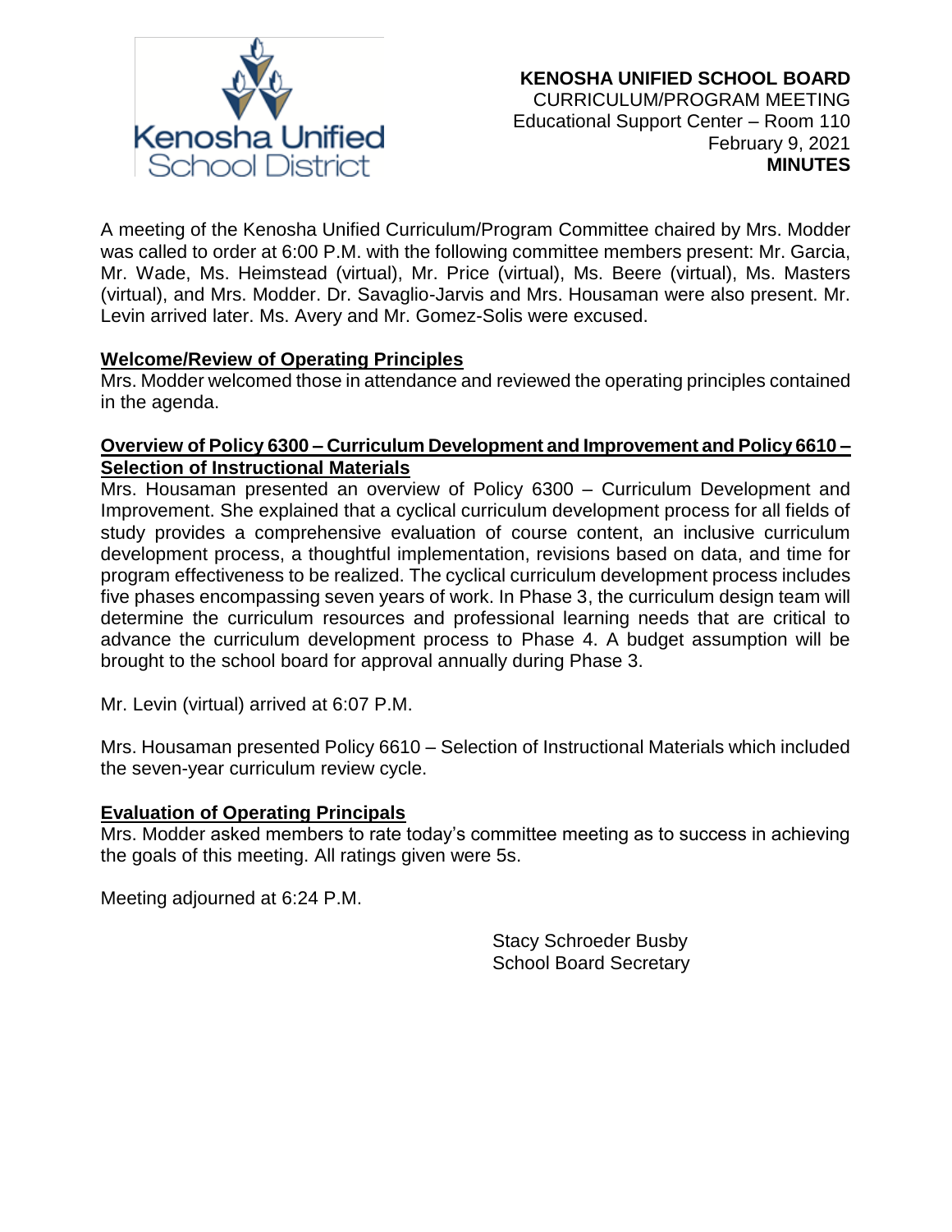Kenosha Unified School District

**KENOSHA UNIFIED SCHOOL BOARD**
CURRICULUM/PROGRAM MEETING
Educational Support Center – Room 110
February 9, 2021
**MINUTES**

A meeting of the Kenosha Unified Curriculum/Program Committee chaired by Mrs. Modder was called to order at 6:00 P.M. with the following committee members present: Mr. Garcia, Mr. Wade, Ms. Heimstead (virtual), Mr. Price (virtual), Ms. Beere (virtual), Ms. Masters (virtual), and Mrs. Modder. Dr. Savaglio-Jarvis and Mrs. Housaman were also present. Mr. Levin arrived later. Ms. Avery and Mr. Gomez-Solis were excused.

**Welcome/Review of Operating Principles**

Mrs. Modder welcomed those in attendance and reviewed the operating principles contained in the agenda.

**Overview of Policy 6300 – Curriculum Development and Improvement and Policy 6610 – Selection of Instructional Materials**

Mrs. Housaman presented an overview of Policy 6300 – Curriculum Development and Improvement. She explained that a cyclical curriculum development process for all fields of study provides a comprehensive evaluation of course content, an inclusive curriculum development process, a thoughtful implementation, revisions based on data, and time for program effectiveness to be realized. The cyclical curriculum development process includes five phases encompassing seven years of work. In Phase 3, the curriculum design team will determine the curriculum resources and professional learning needs that are critical to advance the curriculum development process to Phase 4. A budget assumption will be brought to the school board for approval annually during Phase 3.

Mr. Levin (virtual) arrived at 6:07 P.M.

Mrs. Housaman presented Policy 6610 – Selection of Instructional Materials which included the seven-year curriculum review cycle.

**Evaluation of Operating Principals**

Mrs. Modder asked members to rate today's committee meeting as to success in achieving the goals of this meeting. All ratings given were 5s.

Meeting adjourned at 6:24 P.M.

Stacy Schroeder Busby
School Board Secretary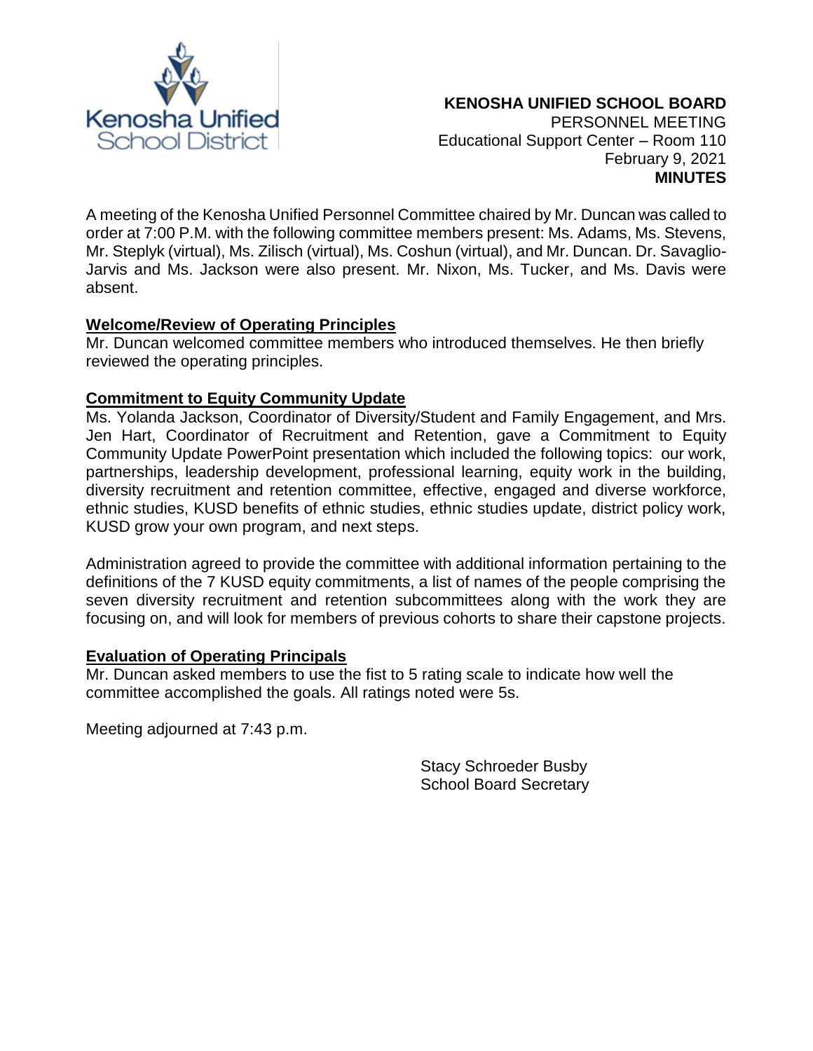**KENOSHA UNIFIED SCHOOL BOARD**
PERSONNEL MEETING
Educational Support Center – Room 110
February 9, 2021
**MINUTES**

A meeting of the Kenosha Unified Personnel Committee chaired by Mr. Duncan was called to order at 7:00 P.M. with the following committee members present: Ms. Adams, Ms. Stevens, Mr. Steplyk (virtual), Ms. Zilisch (virtual), Ms. Coshun (virtual), and Mr. Duncan. Dr. Savaglio-Jarvis and Ms. Jackson were also present. Mr. Nixon, Ms. Tucker, and Ms. Davis were absent.

**Welcome/Review of Operating Principles**

Mr. Duncan welcomed committee members who introduced themselves. He then briefly reviewed the operating principles.

**Commitment to Equity Community Update**

Ms. Yolanda Jackson, Coordinator of Diversity/Student and Family Engagement, and Mrs. Jen Hart, Coordinator of Recruitment and Retention, gave a Commitment to Equity Community Update PowerPoint presentation which included the following topics: our work, partnerships, leadership development, professional learning, equity work in the building, diversity recruitment and retention committee, effective, engaged and diverse workforce, ethnic studies, KUSD benefits of ethnic studies, ethnic studies update, district policy work, KUSD grow your own program, and next steps.

Administration agreed to provide the committee with additional information pertaining to the definitions of the 7 KUSD equity commitments, a list of names of the people comprising the seven diversity recruitment and retention subcommittees along with the work they are focusing on, and will look for members of previous cohorts to share their capstone projects.

**Evaluation of Operating Principals**

Mr. Duncan asked members to use the fist to 5 rating scale to indicate how well the committee accomplished the goals. All ratings noted were 5s.

Meeting adjourned at 7:43 p.m.

Stacy Schroeder Busby
School Board Secretary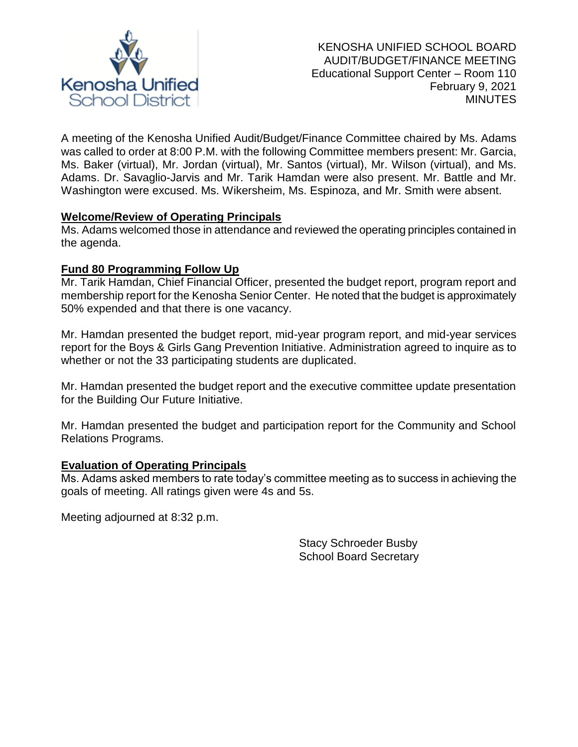KENOSHA UNIFIED SCHOOL BOARD
AUDIT/BUDGET/FINANCE MEETING
Educational Support Center – Room 110
February 9, 2021
MINUTES

A meeting of the Kenosha Unified Audit/Budget/Finance Committee chaired by Ms. Adams was called to order at 8:00 P.M. with the following Committee members present: Mr. Garcia, Ms. Baker (virtual), Mr. Jordan (virtual), Mr. Santos (virtual), Mr. Wilson (virtual), and Ms. Adams. Dr. Savaglio-Jarvis and Mr. Tarik Hamdan were also present. Mr. Battle and Mr. Washington were excused. Ms. Wikersheim, Ms. Espinoza, and Mr. Smith were absent.

**Welcome/Review of Operating Principals**

Ms. Adams welcomed those in attendance and reviewed the operating principles contained in the agenda.

**Fund 80 Programming Follow Up**

Mr. Tarik Hamdan, Chief Financial Officer, presented the budget report, program report and membership report for the Kenosha Senior Center. He noted that the budget is approximately 50% expended and that there is one vacancy.

Mr. Hamdan presented the budget report, mid-year program report, and mid-year services report for the Boys & Girls Gang Prevention Initiative. Administration agreed to inquire as to whether or not the 33 participating students are duplicated.

Mr. Hamdan presented the budget report and the executive committee update presentation for the Building Our Future Initiative.

Mr. Hamdan presented the budget and participation report for the Community and School Relations Programs.

**Evaluation of Operating Principals**

Ms. Adams asked members to rate today's committee meeting as to success in achieving the goals of meeting. All ratings given were 4s and 5s.

Meeting adjourned at 8:32 p.m.

Stacy Schroeder Busby
School Board Secretary